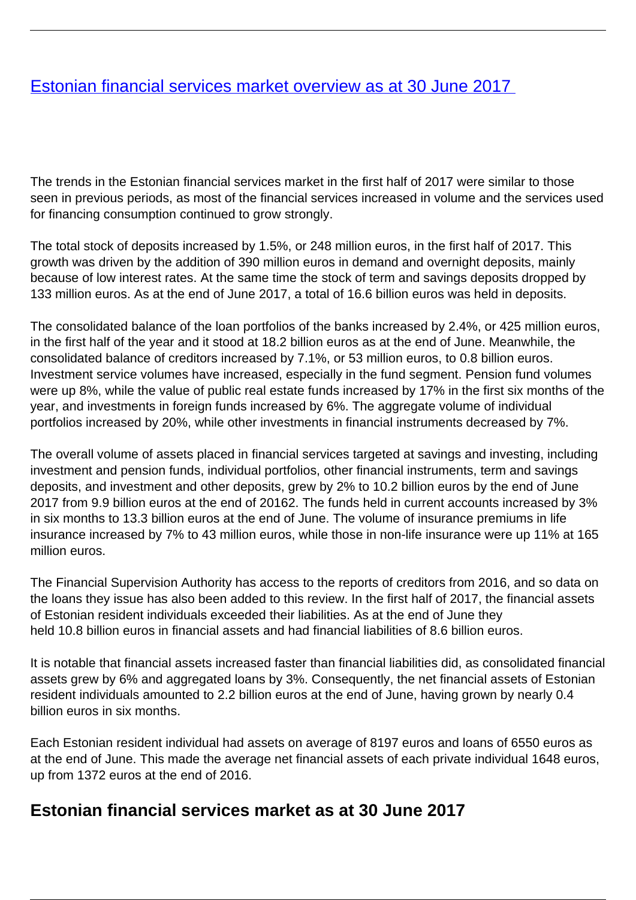# [Estonian financial services market overview as at 30 June 2017](#)

The trends in the Estonian financial services market in the first half of 2017 were similar to those seen in previous periods, as most of the financial services increased in volume and the services used for financing consumption continued to grow strongly.

The total stock of deposits increased by 1.5%, or 248 million euros, in the first half of 2017. This growth was driven by the addition of 390 million euros in demand and overnight deposits, mainly because of low interest rates. At the same time the stock of term and savings deposits dropped by 133 million euros. As at the end of June 2017, a total of 16.6 billion euros was held in deposits.

The consolidated balance of the loan portfolios of the banks increased by 2.4%, or 425 million euros, in the first half of the year and it stood at 18.2 billion euros as at the end of June. Meanwhile, the consolidated balance of creditors increased by 7.1%, or 53 million euros, to 0.8 billion euros. Investment service volumes have increased, especially in the fund segment. Pension fund volumes were up 8%, while the value of public real estate funds increased by 17% in the first six months of the year, and investments in foreign funds increased by 6%. The aggregate volume of individual portfolios increased by 20%, while other investments in financial instruments decreased by 7%.

The overall volume of assets placed in financial services targeted at savings and investing, including investment and pension funds, individual portfolios, other financial instruments, term and savings deposits, and investment and other deposits, grew by 2% to 10.2 billion euros by the end of June 2017 from 9.9 billion euros at the end of 20162. The funds held in current accounts increased by 3% in six months to 13.3 billion euros at the end of June. The volume of insurance premiums in life insurance increased by 7% to 43 million euros, while those in non-life insurance were up 11% at 165 million euros.

The Financial Supervision Authority has access to the reports of creditors from 2016, and so data on the loans they issue has also been added to this review. In the first half of 2017, the financial assets of Estonian resident individuals exceeded their liabilities. As at the end of June they held 10.8 billion euros in financial assets and had financial liabilities of 8.6 billion euros.

It is notable that financial assets increased faster than financial liabilities did, as consolidated financial assets grew by 6% and aggregated loans by 3%. Consequently, the net financial assets of Estonian resident individuals amounted to 2.2 billion euros at the end of June, having grown by nearly 0.4 billion euros in six months.

Each Estonian resident individual had assets on average of 8197 euros and loans of 6550 euros as at the end of June. This made the average net financial assets of each private individual 1648 euros, up from 1372 euros at the end of 2016.

## Estonian financial services market as at 30 June 2017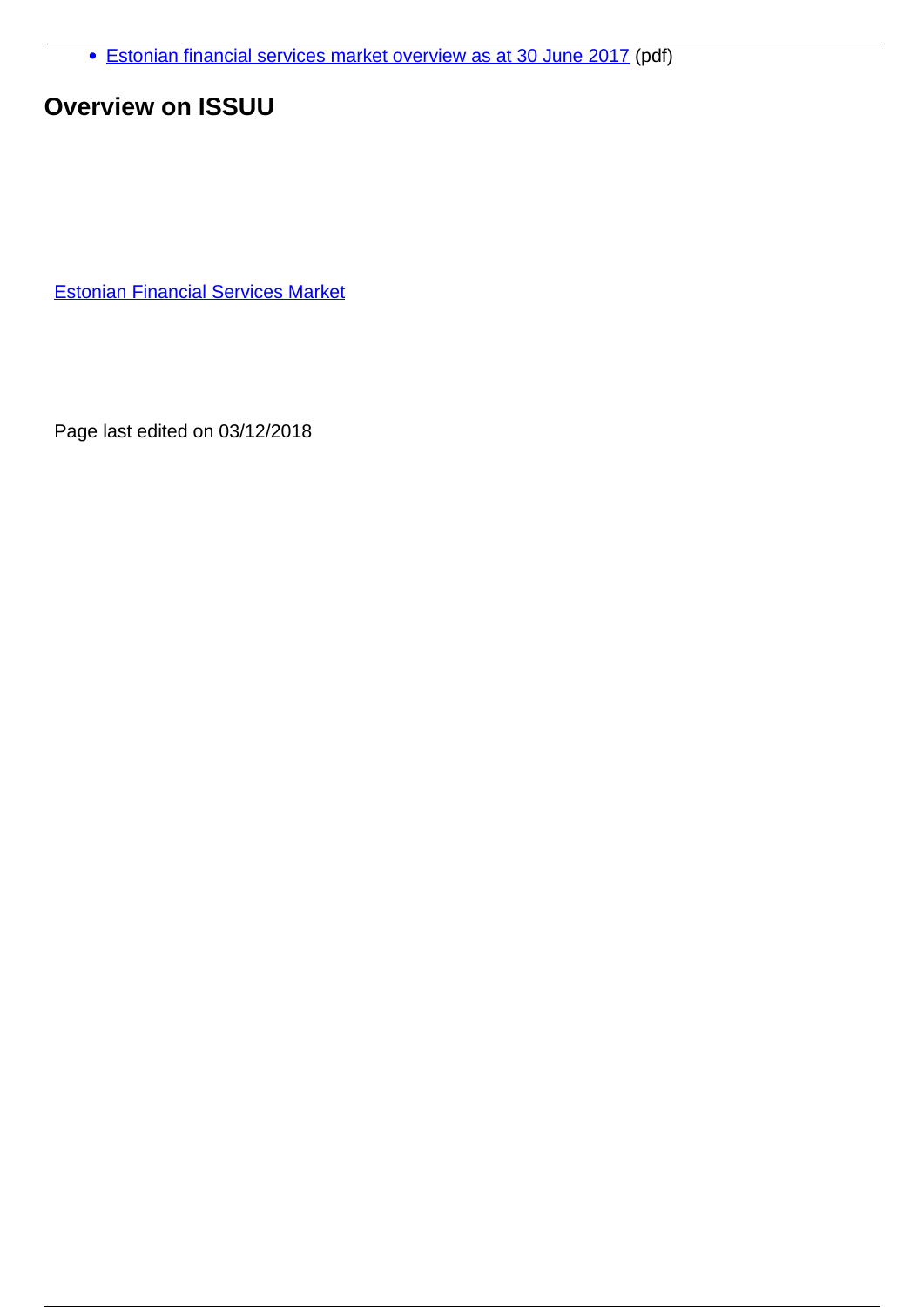- Estonian financial services market overview as at 30 June 2017 (pdf)

## Overview on ISSUU

Estonian Financial Services Market

Page last edited on 03/12/2018